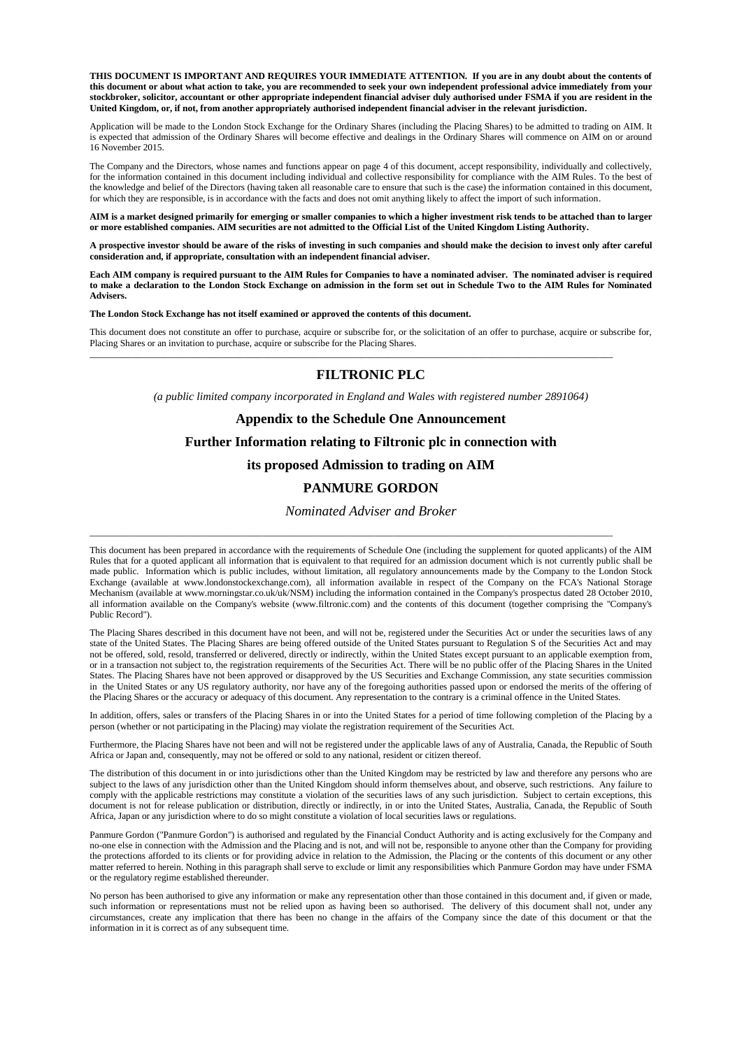**THIS DOCUMENT IS IMPORTANT AND REQUIRES YOUR IMMEDIATE ATTENTION. If you are in any doubt about the contents of this document or about what action to take, you are recommended to seek your own independent professional advice immediately from your stockbroker, solicitor, accountant or other appropriate independent financial adviser duly authorised under FSMA if you are resident in the United Kingdom, or, if not, from another appropriately authorised independent financial adviser in the relevant jurisdiction.**

Application will be made to the London Stock Exchange for the Ordinary Shares (including the Placing Shares) to be admitted to trading on AIM. It is expected that admission of the Ordinary Shares will become effective and dealings in the Ordinary Shares will commence on AIM on or around 16 November 2015.

The Company and the Directors, whose names and functions appear on page 4 of this document, accept responsibility, individually and collectively, for the information contained in this document including individual and collective responsibility for compliance with the AIM Rules. To the best of the knowledge and belief of the Directors (having taken all reasonable care to ensure that such is the case) the information contained in this document, for which they are responsible, is in accordance with the facts and does not omit anything likely to affect the import of such information.

**AIM is a market designed primarily for emerging or smaller companies to which a higher investment risk tends to be attached than to larger or more established companies. AIM securities are not admitted to the Official List of the United Kingdom Listing Authority.**

**A prospective investor should be aware of the risks of investing in such companies and should make the decision to invest only after careful consideration and, if appropriate, consultation with an independent financial adviser.**

**Each AIM company is required pursuant to the AIM Rules for Companies to have a nominated adviser. The nominated adviser is required to make a declaration to the London Stock Exchange on admission in the form set out in Schedule Two to the AIM Rules for Nominated Advisers.**

**The London Stock Exchange has not itself examined or approved the contents of this document.**

This document does not constitute an offer to purchase, acquire or subscribe for, or the solicitation of an offer to purchase, acquire or subscribe for, Placing Shares or an invitation to purchase, acquire or subscribe for the Placing Shares.

---

# FILTRONIC PLC

*(a public limited company incorporated in England and Wales with registered number 2891064)*

## Appendix to the Schedule One Announcement

## Further Information relating to Filtronic plc in connection with

## its proposed Admission to trading on AIM

## PANMURE GORDON

*Nominated Adviser and Broker*

---

This document has been prepared in accordance with the requirements of Schedule One (including the supplement for quoted applicants) of the AIM Rules that for a quoted applicant all information that is equivalent to that required for an admission document which is not currently public shall be made public. Information which is public includes, without limitation, all regulatory announcements made by the Company to the London Stock Exchange (available at www.londonstockexchange.com), all information available in respect of the Company on the FCA's National Storage Mechanism (available at www.morningstar.co.uk/uk/NSM) including the information contained in the Company's prospectus dated 28 October 2010, all information available on the Company's website (www.filtronic.com) and the contents of this document (together comprising the "Company's Public Record").

The Placing Shares described in this document have not been, and will not be, registered under the Securities Act or under the securities laws of any state of the United States. The Placing Shares are being offered outside of the United States pursuant to Regulation S of the Securities Act and may not be offered, sold, resold, transferred or delivered, directly or indirectly, within the United States except pursuant to an applicable exemption from, or in a transaction not subject to, the registration requirements of the Securities Act. There will be no public offer of the Placing Shares in the United States. The Placing Shares have not been approved or disapproved by the US Securities and Exchange Commission, any state securities commission in the United States or any US regulatory authority, nor have any of the foregoing authorities passed upon or endorsed the merits of the offering of the Placing Shares or the accuracy or adequacy of this document. Any representation to the contrary is a criminal offence in the United States.

In addition, offers, sales or transfers of the Placing Shares in or into the United States for a period of time following completion of the Placing by a person (whether or not participating in the Placing) may violate the registration requirement of the Securities Act.

Furthermore, the Placing Shares have not been and will not be registered under the applicable laws of any of Australia, Canada, the Republic of South Africa or Japan and, consequently, may not be offered or sold to any national, resident or citizen thereof.

The distribution of this document in or into jurisdictions other than the United Kingdom may be restricted by law and therefore any persons who are subject to the laws of any jurisdiction other than the United Kingdom should inform themselves about, and observe, such restrictions. Any failure to comply with the applicable restrictions may constitute a violation of the securities laws of any such jurisdiction. Subject to certain exceptions, this document is not for release publication or distribution, directly or indirectly, in or into the United States, Australia, Canada, the Republic of South Africa, Japan or any jurisdiction where to do so might constitute a violation of local securities laws or regulations.

Panmure Gordon ("Panmure Gordon") is authorised and regulated by the Financial Conduct Authority and is acting exclusively for the Company and no-one else in connection with the Admission and the Placing and is not, and will not be, responsible to anyone other than the Company for providing the protections afforded to its clients or for providing advice in relation to the Admission, the Placing or the contents of this document or any other matter referred to herein. Nothing in this paragraph shall serve to exclude or limit any responsibilities which Panmure Gordon may have under FSMA or the regulatory regime established thereunder.

No person has been authorised to give any information or make any representation other than those contained in this document and, if given or made, such information or representations must not be relied upon as having been so authorised. The delivery of this document shall not, under any circumstances, create any implication that there has been no change in the affairs of the Company since the date of this document or that the information in it is correct as of any subsequent time.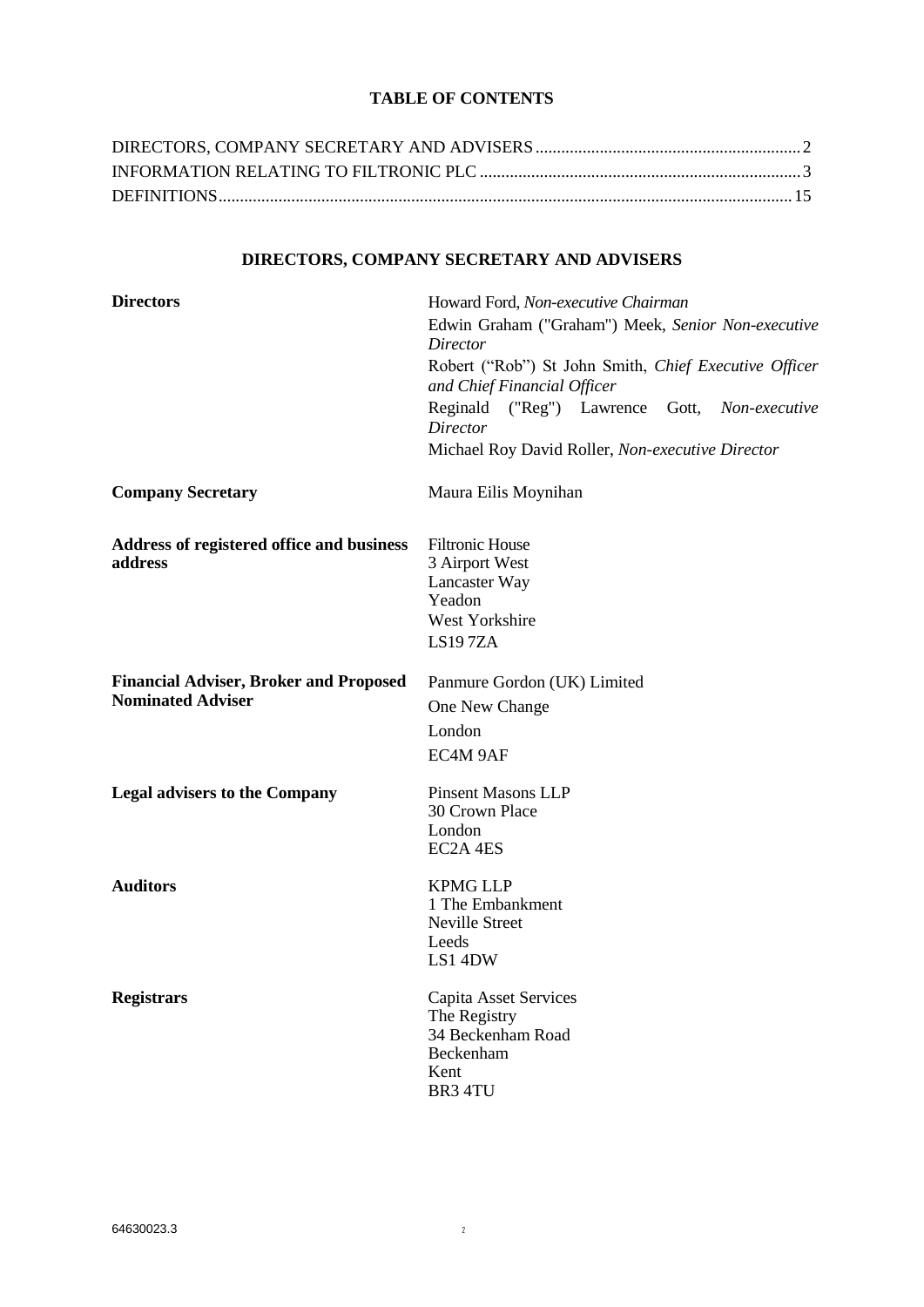## TABLE OF CONTENTS

| | |
|---|---|
| DIRECTORS, COMPANY SECRETARY AND ADVISERS | 2 |
| INFORMATION RELATING TO FILTRONIC PLC | 3 |
| DEFINITIONS | 15 |

## DIRECTORS, COMPANY SECRETARY AND ADVISERS

| | |
|---|---|
| **Directors** | Howard Ford, *Non-executive Chairman*<br>Edwin Graham ("Graham") Meek, *Senior Non-executive Director*<br>Robert ("Rob") St John Smith, *Chief Executive Officer and Chief Financial Officer*<br>Reginald ("Reg") Lawrence Gott, *Non-executive Director*<br>Michael Roy David Roller, *Non-executive Director* |
| **Company Secretary** | Maura Eilis Moynihan |
| **Address of registered office and business address** | Filtronic House<br>3 Airport West<br>Lancaster Way<br>Yeadon<br>West Yorkshire<br>LS19 7ZA |
| **Financial Adviser, Broker and Proposed Nominated Adviser** | Panmure Gordon (UK) Limited<br>One New Change<br>London<br>EC4M 9AF |
| **Legal advisers to the Company** | Pinsent Masons LLP<br>30 Crown Place<br>London<br>EC2A 4ES |
| **Auditors** | KPMG LLP<br>1 The Embankment<br>Neville Street<br>Leeds<br>LS1 4DW |
| **Registrars** | Capita Asset Services<br>The Registry<br>34 Beckenham Road<br>Beckenham<br>Kent<br>BR3 4TU |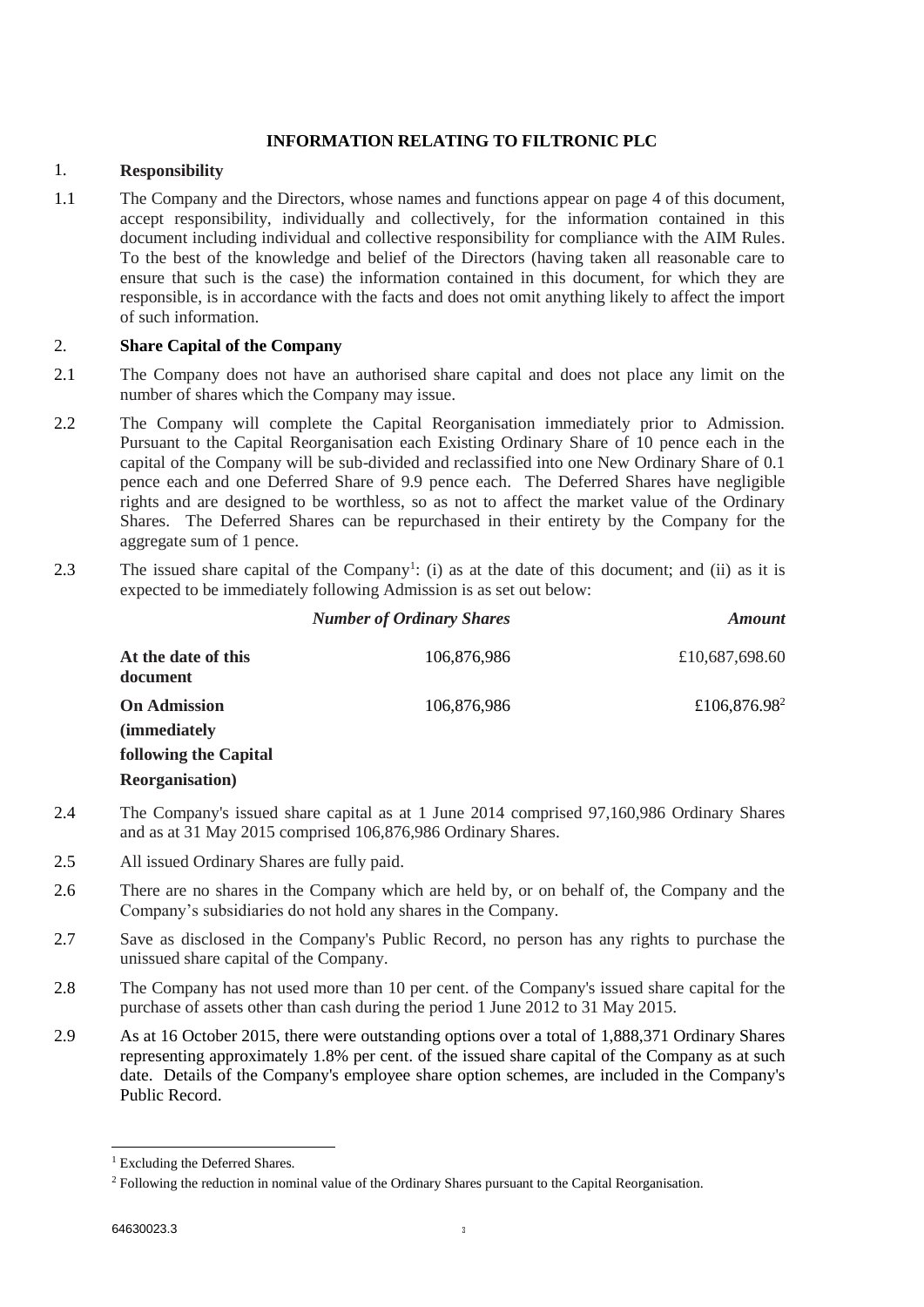# INFORMATION RELATING TO FILTRONIC PLC

## 1. Responsibility

1.1 The Company and the Directors, whose names and functions appear on page 4 of this document, accept responsibility, individually and collectively, for the information contained in this document including individual and collective responsibility for compliance with the AIM Rules. To the best of the knowledge and belief of the Directors (having taken all reasonable care to ensure that such is the case) the information contained in this document, for which they are responsible, is in accordance with the facts and does not omit anything likely to affect the import of such information.

## 2. Share Capital of the Company

2.1 The Company does not have an authorised share capital and does not place any limit on the number of shares which the Company may issue.

2.2 The Company will complete the Capital Reorganisation immediately prior to Admission. Pursuant to the Capital Reorganisation each Existing Ordinary Share of 10 pence each in the capital of the Company will be sub-divided and reclassified into one New Ordinary Share of 0.1 pence each and one Deferred Share of 9.9 pence each. The Deferred Shares have negligible rights and are designed to be worthless, so as not to affect the market value of the Ordinary Shares. The Deferred Shares can be repurchased in their entirety by the Company for the aggregate sum of 1 pence.

2.3 The issued share capital of the Company[1]: (i) as at the date of this document; and (ii) as it is expected to be immediately following Admission is as set out below:

| | *Number of Ordinary Shares* | *Amount* |
|---|---|---|
| **At the date of this document** | 106,876,986 | £10,687,698.60 |
| **On Admission (immediately following the Capital Reorganisation)** | 106,876,986 | £106,876.98[2] |

2.4 The Company's issued share capital as at 1 June 2014 comprised 97,160,986 Ordinary Shares and as at 31 May 2015 comprised 106,876,986 Ordinary Shares.

2.5 All issued Ordinary Shares are fully paid.

2.6 There are no shares in the Company which are held by, or on behalf of, the Company and the Company's subsidiaries do not hold any shares in the Company.

2.7 Save as disclosed in the Company's Public Record, no person has any rights to purchase the unissued share capital of the Company.

2.8 The Company has not used more than 10 per cent. of the Company's issued share capital for the purchase of assets other than cash during the period 1 June 2012 to 31 May 2015.

2.9 As at 16 October 2015, there were outstanding options over a total of 1,888,371 Ordinary Shares representing approximately 1.8% per cent. of the issued share capital of the Company as at such date. Details of the Company's employee share option schemes, are included in the Company's Public Record.

[1] Excluding the Deferred Shares.

[2] Following the reduction in nominal value of the Ordinary Shares pursuant to the Capital Reorganisation.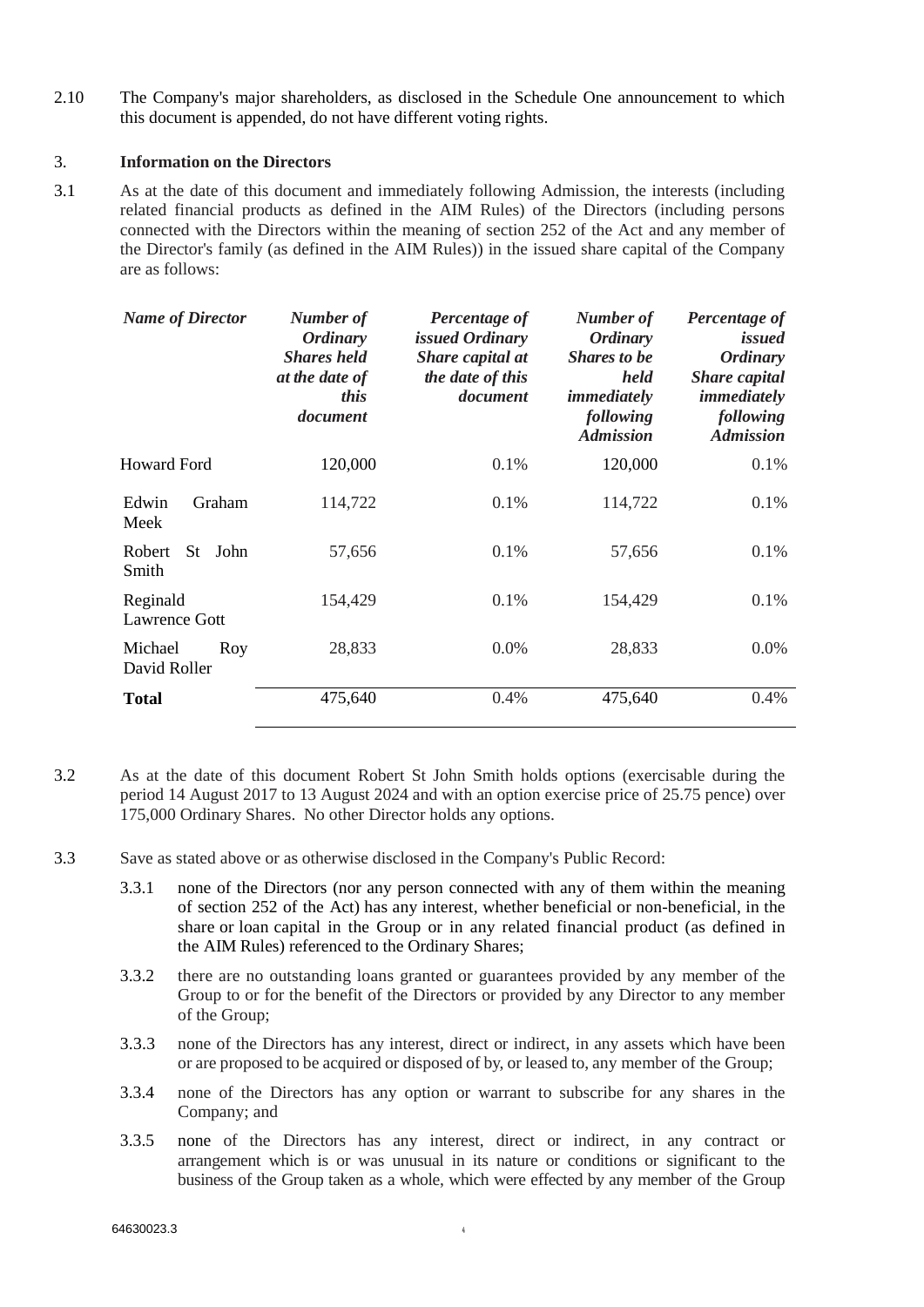2.10 The Company's major shareholders, as disclosed in the Schedule One announcement to which this document is appended, do not have different voting rights.

### 3. Information on the Directors

3.1 As at the date of this document and immediately following Admission, the interests (including related financial products as defined in the AIM Rules) of the Directors (including persons connected with the Directors within the meaning of section 252 of the Act and any member of the Director's family (as defined in the AIM Rules)) in the issued share capital of the Company are as follows:

| *Name of Director* | *Number of Ordinary Shares held at the date of this document* | *Percentage of issued Ordinary Share capital at the date of this document* | *Number of Ordinary Shares to be held immediately following Admission* | *Percentage of issued Ordinary Share capital immediately following Admission* |
|---|---|---|---|---|
| Howard Ford | 120,000 | 0.1% | 120,000 | 0.1% |
| Edwin Graham Meek | 114,722 | 0.1% | 114,722 | 0.1% |
| Robert St John Smith | 57,656 | 0.1% | 57,656 | 0.1% |
| Reginald Lawrence Gott | 154,429 | 0.1% | 154,429 | 0.1% |
| Michael Roy David Roller | 28,833 | 0.0% | 28,833 | 0.0% |
| **Total** | 475,640 | 0.4% | 475,640 | 0.4% |

3.2 As at the date of this document Robert St John Smith holds options (exercisable during the period 14 August 2017 to 13 August 2024 and with an option exercise price of 25.75 pence) over 175,000 Ordinary Shares. No other Director holds any options.

3.3 Save as stated above or as otherwise disclosed in the Company's Public Record:

3.3.1 none of the Directors (nor any person connected with any of them within the meaning of section 252 of the Act) has any interest, whether beneficial or non-beneficial, in the share or loan capital in the Group or in any related financial product (as defined in the AIM Rules) referenced to the Ordinary Shares;

3.3.2 there are no outstanding loans granted or guarantees provided by any member of the Group to or for the benefit of the Directors or provided by any Director to any member of the Group;

3.3.3 none of the Directors has any interest, direct or indirect, in any assets which have been or are proposed to be acquired or disposed of by, or leased to, any member of the Group;

3.3.4 none of the Directors has any option or warrant to subscribe for any shares in the Company; and

3.3.5 none of the Directors has any interest, direct or indirect, in any contract or arrangement which is or was unusual in its nature or conditions or significant to the business of the Group taken as a whole, which were effected by any member of the Group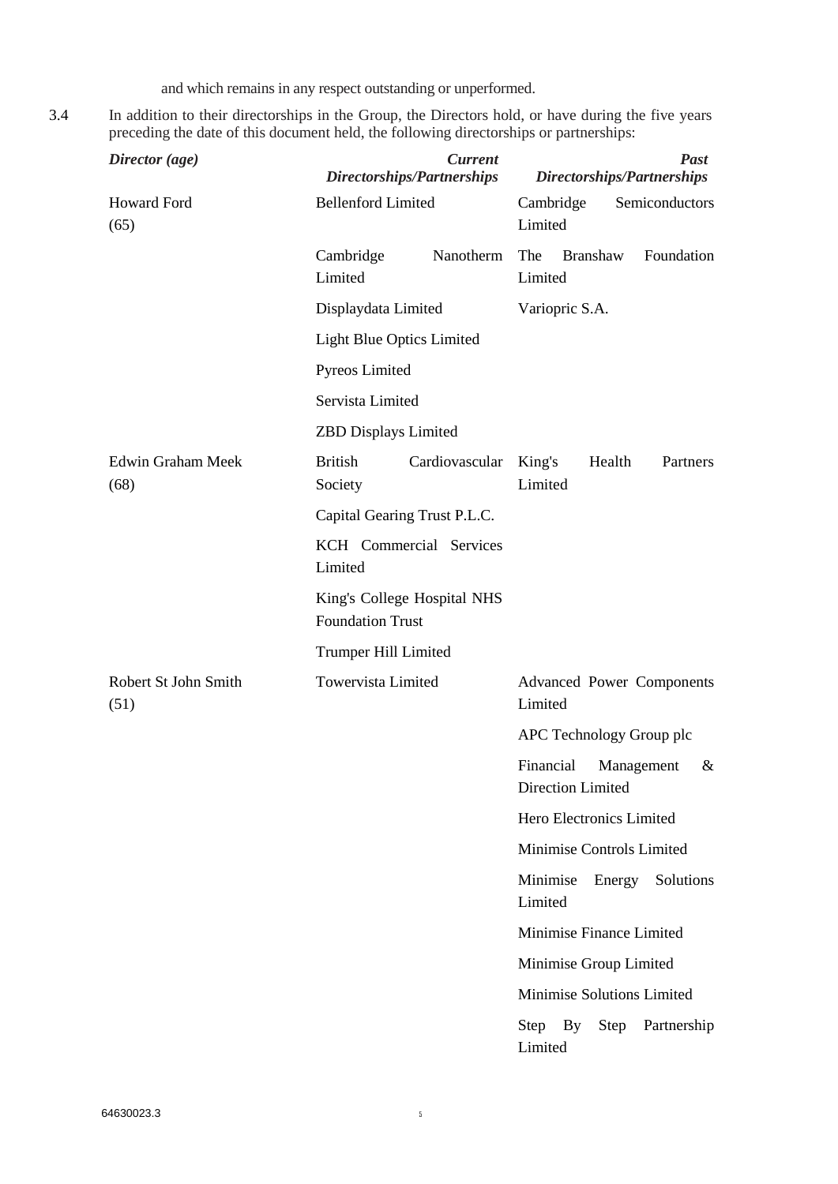and which remains in any respect outstanding or unperformed.

3.4 In addition to their directorships in the Group, the Directors hold, or have during the five years preceding the date of this document held, the following directorships or partnerships:

| *Director (age)* | *Current Directorships/Partnerships* | *Past Directorships/Partnerships* |
|---|---|---|
| Howard Ford (65) | Bellenford Limited | Cambridge Semiconductors Limited |
| | Cambridge Nanotherm Limited | The Branshaw Foundation Limited |
| | Displaydata Limited | Variopric S.A. |
| | Light Blue Optics Limited | |
| | Pyreos Limited | |
| | Servista Limited | |
| | ZBD Displays Limited | |
| Edwin Graham Meek (68) | British Cardiovascular Society | King's Health Partners Limited |
| | Capital Gearing Trust P.L.C. | |
| | KCH Commercial Services Limited | |
| | King's College Hospital NHS Foundation Trust | |
| | Trumper Hill Limited | |
| Robert St John Smith (51) | Towervista Limited | Advanced Power Components Limited |
| | | APC Technology Group plc |
| | | Financial Management & Direction Limited |
| | | Hero Electronics Limited |
| | | Minimise Controls Limited |
| | | Minimise Energy Solutions Limited |
| | | Minimise Finance Limited |
| | | Minimise Group Limited |
| | | Minimise Solutions Limited |
| | | Step By Step Partnership Limited |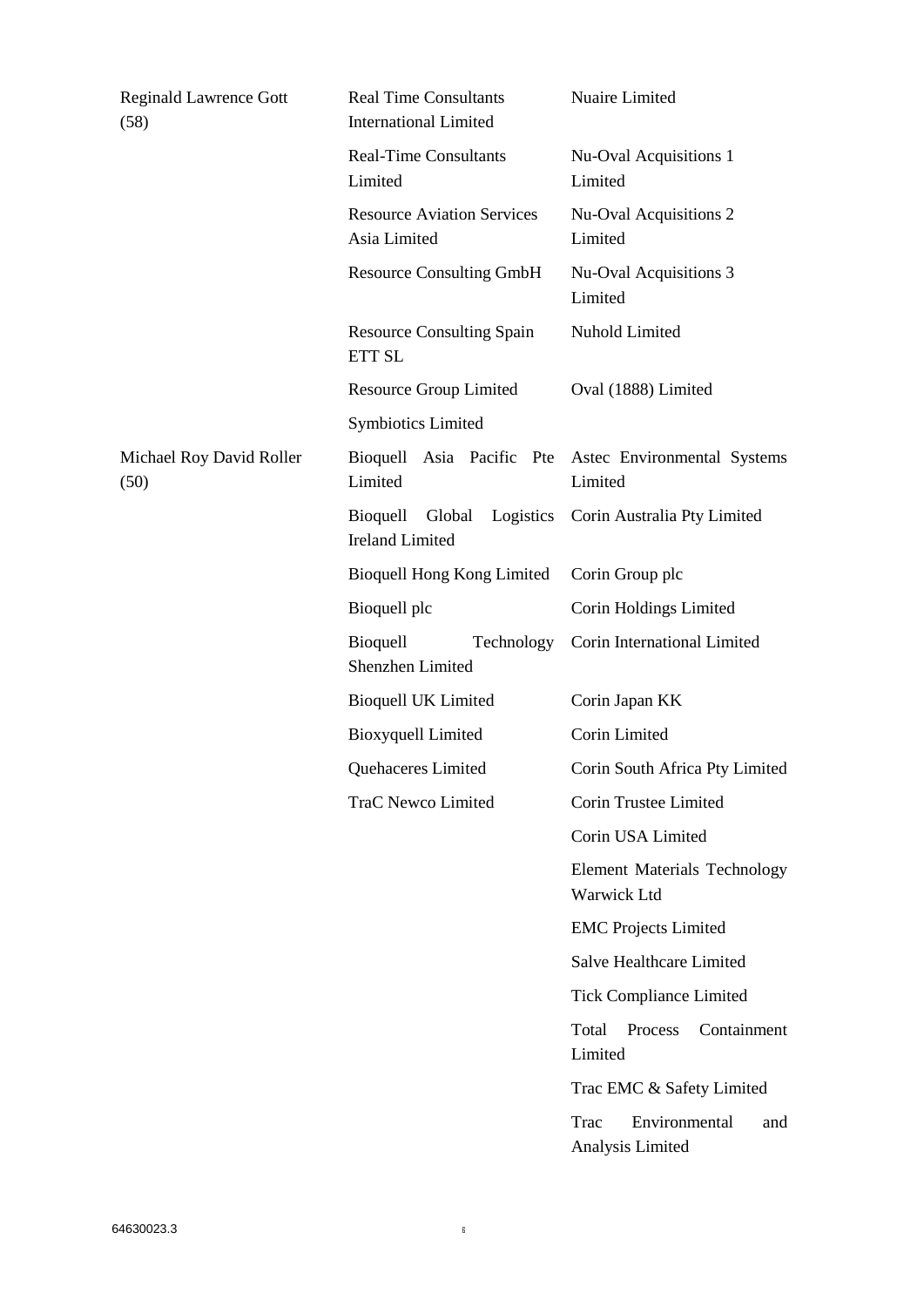| | | |
|---|---|---|
| Reginald Lawrence Gott (58) | Real Time Consultants International Limited | Nuaire Limited |
| | Real-Time Consultants Limited | Nu-Oval Acquisitions 1 Limited |
| | Resource Aviation Services Asia Limited | Nu-Oval Acquisitions 2 Limited |
| | Resource Consulting GmbH | Nu-Oval Acquisitions 3 Limited |
| | Resource Consulting Spain ETT SL | Nuhold Limited |
| | Resource Group Limited | Oval (1888) Limited |
| | Symbiotics Limited | |
| Michael Roy David Roller (50) | Bioquell Asia Pacific Pte Limited | Astec Environmental Systems Limited |
| | Bioquell Global Logistics Ireland Limited | Corin Australia Pty Limited |
| | Bioquell Hong Kong Limited | Corin Group plc |
| | Bioquell plc | Corin Holdings Limited |
| | Bioquell Technology Shenzhen Limited | Corin International Limited |
| | Bioquell UK Limited | Corin Japan KK |
| | Bioxyquell Limited | Corin Limited |
| | Quehaceres Limited | Corin South Africa Pty Limited |
| | TraC Newco Limited | Corin Trustee Limited |
| | | Corin USA Limited |
| | | Element Materials Technology Warwick Ltd |
| | | EMC Projects Limited |
| | | Salve Healthcare Limited |
| | | Tick Compliance Limited |
| | | Total Process Containment Limited |
| | | Trac EMC & Safety Limited |
| | | Trac Environmental and Analysis Limited |

64630023.3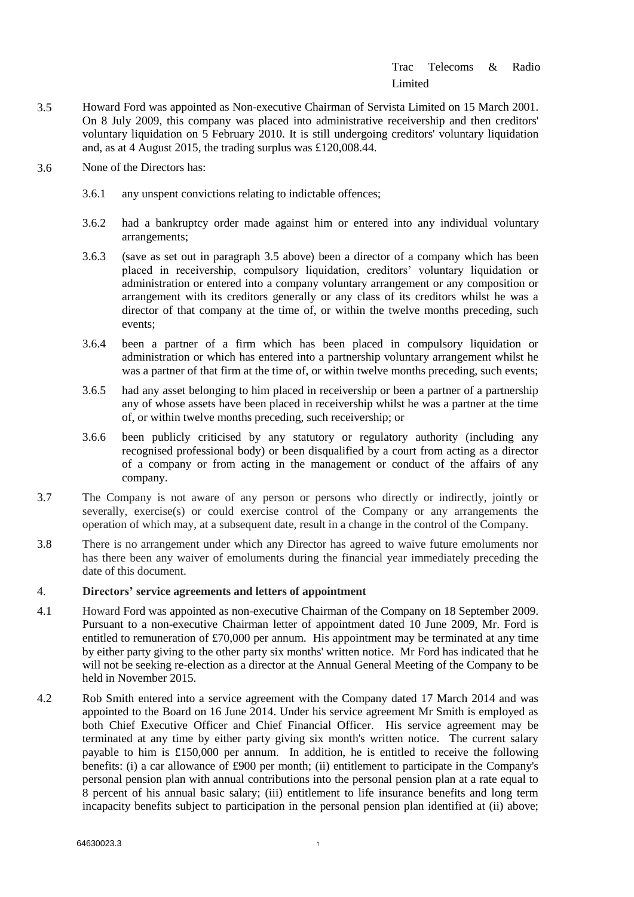3.5 Howard Ford was appointed as Non-executive Chairman of Servista Limited on 15 March 2001. On 8 July 2009, this company was placed into administrative receivership and then creditors' voluntary liquidation on 5 February 2010. It is still undergoing creditors' voluntary liquidation and, as at 4 August 2015, the trading surplus was £120,008.44.

3.6 None of the Directors has:

3.6.1 any unspent convictions relating to indictable offences;

3.6.2 had a bankruptcy order made against him or entered into any individual voluntary arrangements;

3.6.3 (save as set out in paragraph 3.5 above) been a director of a company which has been placed in receivership, compulsory liquidation, creditors' voluntary liquidation or administration or entered into a company voluntary arrangement or any composition or arrangement with its creditors generally or any class of its creditors whilst he was a director of that company at the time of, or within the twelve months preceding, such events;

3.6.4 been a partner of a firm which has been placed in compulsory liquidation or administration or which has entered into a partnership voluntary arrangement whilst he was a partner of that firm at the time of, or within twelve months preceding, such events;

3.6.5 had any asset belonging to him placed in receivership or been a partner of a partnership any of whose assets have been placed in receivership whilst he was a partner at the time of, or within twelve months preceding, such receivership; or

3.6.6 been publicly criticised by any statutory or regulatory authority (including any recognised professional body) or been disqualified by a court from acting as a director of a company or from acting in the management or conduct of the affairs of any company.

3.7 The Company is not aware of any person or persons who directly or indirectly, jointly or severally, exercise(s) or could exercise control of the Company or any arrangements the operation of which may, at a subsequent date, result in a change in the control of the Company.

3.8 There is no arrangement under which any Director has agreed to waive future emoluments nor has there been any waiver of emoluments during the financial year immediately preceding the date of this document.

## 4. Directors' service agreements and letters of appointment

4.1 Howard Ford was appointed as non-executive Chairman of the Company on 18 September 2009. Pursuant to a non-executive Chairman letter of appointment dated 10 June 2009, Mr. Ford is entitled to remuneration of £70,000 per annum. His appointment may be terminated at any time by either party giving to the other party six months' written notice. Mr Ford has indicated that he will not be seeking re-election as a director at the Annual General Meeting of the Company to be held in November 2015.

4.2 Rob Smith entered into a service agreement with the Company dated 17 March 2014 and was appointed to the Board on 16 June 2014. Under his service agreement Mr Smith is employed as both Chief Executive Officer and Chief Financial Officer. His service agreement may be terminated at any time by either party giving six month's written notice. The current salary payable to him is £150,000 per annum. In addition, he is entitled to receive the following benefits: (i) a car allowance of £900 per month; (ii) entitlement to participate in the Company's personal pension plan with annual contributions into the personal pension plan at a rate equal to 8 percent of his annual basic salary; (iii) entitlement to life insurance benefits and long term incapacity benefits subject to participation in the personal pension plan identified at (ii) above;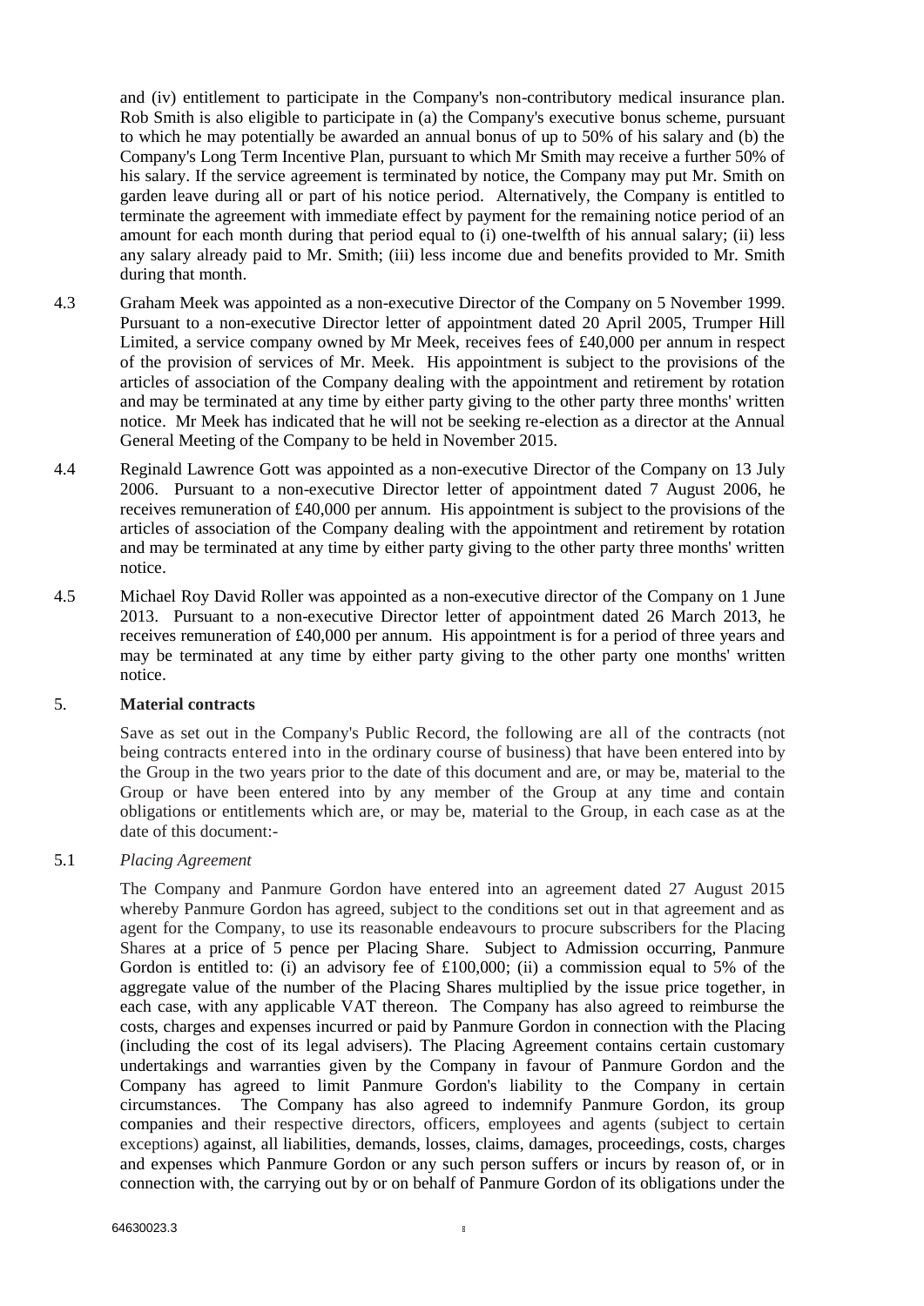and (iv) entitlement to participate in the Company's non-contributory medical insurance plan. Rob Smith is also eligible to participate in (a) the Company's executive bonus scheme, pursuant to which he may potentially be awarded an annual bonus of up to 50% of his salary and (b) the Company's Long Term Incentive Plan, pursuant to which Mr Smith may receive a further 50% of his salary. If the service agreement is terminated by notice, the Company may put Mr. Smith on garden leave during all or part of his notice period. Alternatively, the Company is entitled to terminate the agreement with immediate effect by payment for the remaining notice period of an amount for each month during that period equal to (i) one-twelfth of his annual salary; (ii) less any salary already paid to Mr. Smith; (iii) less income due and benefits provided to Mr. Smith during that month.

4.3 Graham Meek was appointed as a non-executive Director of the Company on 5 November 1999. Pursuant to a non-executive Director letter of appointment dated 20 April 2005, Trumper Hill Limited, a service company owned by Mr Meek, receives fees of £40,000 per annum in respect of the provision of services of Mr. Meek. His appointment is subject to the provisions of the articles of association of the Company dealing with the appointment and retirement by rotation and may be terminated at any time by either party giving to the other party three months' written notice. Mr Meek has indicated that he will not be seeking re-election as a director at the Annual General Meeting of the Company to be held in November 2015.

4.4 Reginald Lawrence Gott was appointed as a non-executive Director of the Company on 13 July 2006. Pursuant to a non-executive Director letter of appointment dated 7 August 2006, he receives remuneration of £40,000 per annum. His appointment is subject to the provisions of the articles of association of the Company dealing with the appointment and retirement by rotation and may be terminated at any time by either party giving to the other party three months' written notice.

4.5 Michael Roy David Roller was appointed as a non-executive director of the Company on 1 June 2013. Pursuant to a non-executive Director letter of appointment dated 26 March 2013, he receives remuneration of £40,000 per annum. His appointment is for a period of three years and may be terminated at any time by either party giving to the other party one months' written notice.

## 5. Material contracts

Save as set out in the Company's Public Record, the following are all of the contracts (not being contracts entered into in the ordinary course of business) that have been entered into by the Group in the two years prior to the date of this document and are, or may be, material to the Group or have been entered into by any member of the Group at any time and contain obligations or entitlements which are, or may be, material to the Group, in each case as at the date of this document:-

5.1 *Placing Agreement*

The Company and Panmure Gordon have entered into an agreement dated 27 August 2015 whereby Panmure Gordon has agreed, subject to the conditions set out in that agreement and as agent for the Company, to use its reasonable endeavours to procure subscribers for the Placing Shares at a price of 5 pence per Placing Share. Subject to Admission occurring, Panmure Gordon is entitled to: (i) an advisory fee of £100,000; (ii) a commission equal to 5% of the aggregate value of the number of the Placing Shares multiplied by the issue price together, in each case, with any applicable VAT thereon. The Company has also agreed to reimburse the costs, charges and expenses incurred or paid by Panmure Gordon in connection with the Placing (including the cost of its legal advisers). The Placing Agreement contains certain customary undertakings and warranties given by the Company in favour of Panmure Gordon and the Company has agreed to limit Panmure Gordon's liability to the Company in certain circumstances. The Company has also agreed to indemnify Panmure Gordon, its group companies and their respective directors, officers, employees and agents (subject to certain exceptions) against, all liabilities, demands, losses, claims, damages, proceedings, costs, charges and expenses which Panmure Gordon or any such person suffers or incurs by reason of, or in connection with, the carrying out by or on behalf of Panmure Gordon of its obligations under the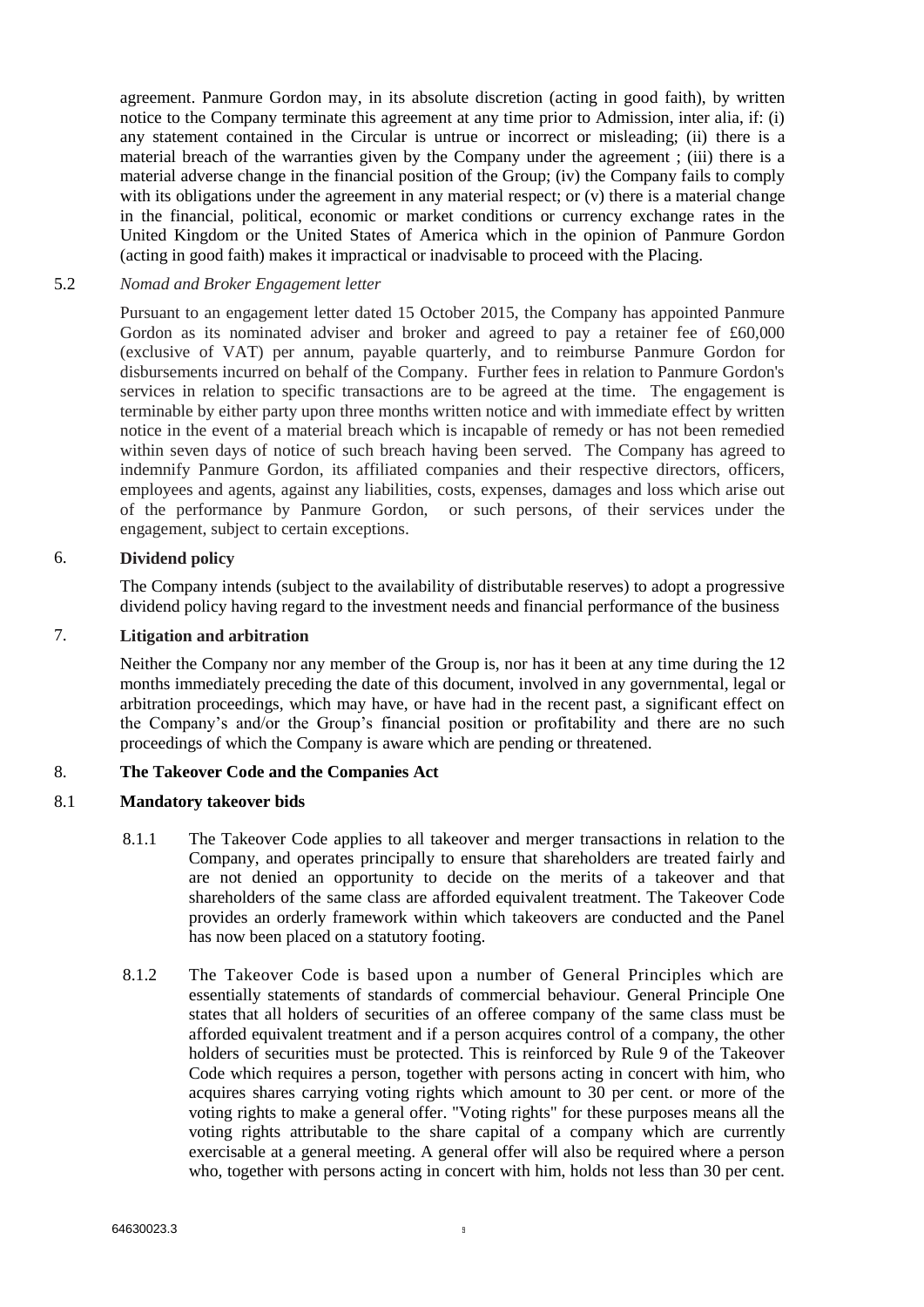agreement. Panmure Gordon may, in its absolute discretion (acting in good faith), by written notice to the Company terminate this agreement at any time prior to Admission, inter alia, if: (i) any statement contained in the Circular is untrue or incorrect or misleading; (ii) there is a material breach of the warranties given by the Company under the agreement ; (iii) there is a material adverse change in the financial position of the Group; (iv) the Company fails to comply with its obligations under the agreement in any material respect; or (v) there is a material change in the financial, political, economic or market conditions or currency exchange rates in the United Kingdom or the United States of America which in the opinion of Panmure Gordon (acting in good faith) makes it impractical or inadvisable to proceed with the Placing.

5.2 *Nomad and Broker Engagement letter*

Pursuant to an engagement letter dated 15 October 2015, the Company has appointed Panmure Gordon as its nominated adviser and broker and agreed to pay a retainer fee of £60,000 (exclusive of VAT) per annum, payable quarterly, and to reimburse Panmure Gordon for disbursements incurred on behalf of the Company. Further fees in relation to Panmure Gordon's services in relation to specific transactions are to be agreed at the time. The engagement is terminable by either party upon three months written notice and with immediate effect by written notice in the event of a material breach which is incapable of remedy or has not been remedied within seven days of notice of such breach having been served. The Company has agreed to indemnify Panmure Gordon, its affiliated companies and their respective directors, officers, employees and agents, against any liabilities, costs, expenses, damages and loss which arise out of the performance by Panmure Gordon, or such persons, of their services under the engagement, subject to certain exceptions.

## 6. Dividend policy

The Company intends (subject to the availability of distributable reserves) to adopt a progressive dividend policy having regard to the investment needs and financial performance of the business

## 7. Litigation and arbitration

Neither the Company nor any member of the Group is, nor has it been at any time during the 12 months immediately preceding the date of this document, involved in any governmental, legal or arbitration proceedings, which may have, or have had in the recent past, a significant effect on the Company's and/or the Group's financial position or profitability and there are no such proceedings of which the Company is aware which are pending or threatened.

## 8. The Takeover Code and the Companies Act

### 8.1 Mandatory takeover bids

8.1.1 The Takeover Code applies to all takeover and merger transactions in relation to the Company, and operates principally to ensure that shareholders are treated fairly and are not denied an opportunity to decide on the merits of a takeover and that shareholders of the same class are afforded equivalent treatment. The Takeover Code provides an orderly framework within which takeovers are conducted and the Panel has now been placed on a statutory footing.

8.1.2 The Takeover Code is based upon a number of General Principles which are essentially statements of standards of commercial behaviour. General Principle One states that all holders of securities of an offeree company of the same class must be afforded equivalent treatment and if a person acquires control of a company, the other holders of securities must be protected. This is reinforced by Rule 9 of the Takeover Code which requires a person, together with persons acting in concert with him, who acquires shares carrying voting rights which amount to 30 per cent. or more of the voting rights to make a general offer. "Voting rights" for these purposes means all the voting rights attributable to the share capital of a company which are currently exercisable at a general meeting. A general offer will also be required where a person who, together with persons acting in concert with him, holds not less than 30 per cent.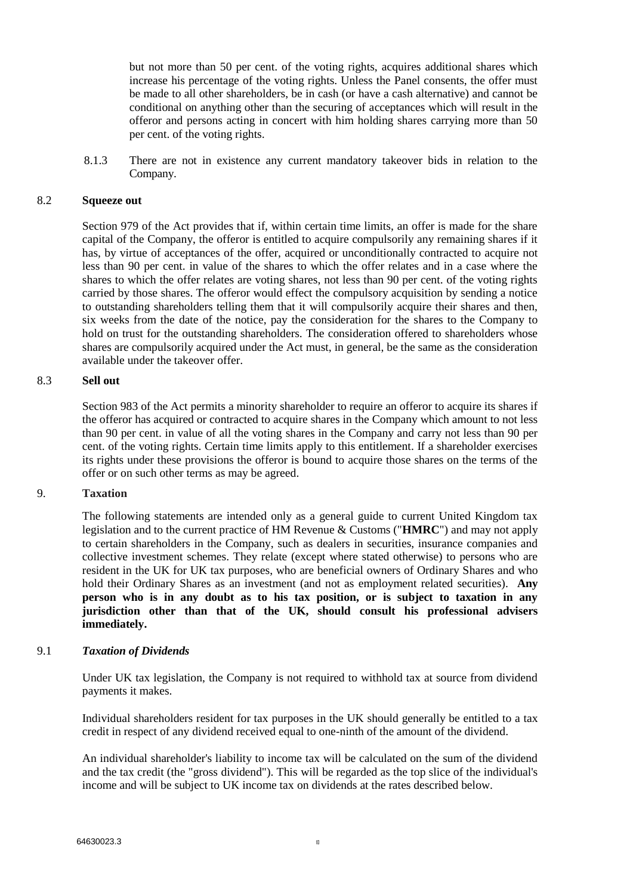but not more than 50 per cent. of the voting rights, acquires additional shares which increase his percentage of the voting rights. Unless the Panel consents, the offer must be made to all other shareholders, be in cash (or have a cash alternative) and cannot be conditional on anything other than the securing of acceptances which will result in the offeror and persons acting in concert with him holding shares carrying more than 50 per cent. of the voting rights.

8.1.3 There are not in existence any current mandatory takeover bids in relation to the Company.

### 8.2 Squeeze out

Section 979 of the Act provides that if, within certain time limits, an offer is made for the share capital of the Company, the offeror is entitled to acquire compulsorily any remaining shares if it has, by virtue of acceptances of the offer, acquired or unconditionally contracted to acquire not less than 90 per cent. in value of the shares to which the offer relates and in a case where the shares to which the offer relates are voting shares, not less than 90 per cent. of the voting rights carried by those shares. The offeror would effect the compulsory acquisition by sending a notice to outstanding shareholders telling them that it will compulsorily acquire their shares and then, six weeks from the date of the notice, pay the consideration for the shares to the Company to hold on trust for the outstanding shareholders. The consideration offered to shareholders whose shares are compulsorily acquired under the Act must, in general, be the same as the consideration available under the takeover offer.

### 8.3 Sell out

Section 983 of the Act permits a minority shareholder to require an offeror to acquire its shares if the offeror has acquired or contracted to acquire shares in the Company which amount to not less than 90 per cent. in value of all the voting shares in the Company and carry not less than 90 per cent. of the voting rights. Certain time limits apply to this entitlement. If a shareholder exercises its rights under these provisions the offeror is bound to acquire those shares on the terms of the offer or on such other terms as may be agreed.

## 9. Taxation

The following statements are intended only as a general guide to current United Kingdom tax legislation and to the current practice of HM Revenue & Customs ("**HMRC**") and may not apply to certain shareholders in the Company, such as dealers in securities, insurance companies and collective investment schemes. They relate (except where stated otherwise) to persons who are resident in the UK for UK tax purposes, who are beneficial owners of Ordinary Shares and who hold their Ordinary Shares as an investment (and not as employment related securities). **Any person who is in any doubt as to his tax position, or is subject to taxation in any jurisdiction other than that of the UK, should consult his professional advisers immediately.**

### 9.1 *Taxation of Dividends*

Under UK tax legislation, the Company is not required to withhold tax at source from dividend payments it makes.

Individual shareholders resident for tax purposes in the UK should generally be entitled to a tax credit in respect of any dividend received equal to one-ninth of the amount of the dividend.

An individual shareholder's liability to income tax will be calculated on the sum of the dividend and the tax credit (the "gross dividend"). This will be regarded as the top slice of the individual's income and will be subject to UK income tax on dividends at the rates described below.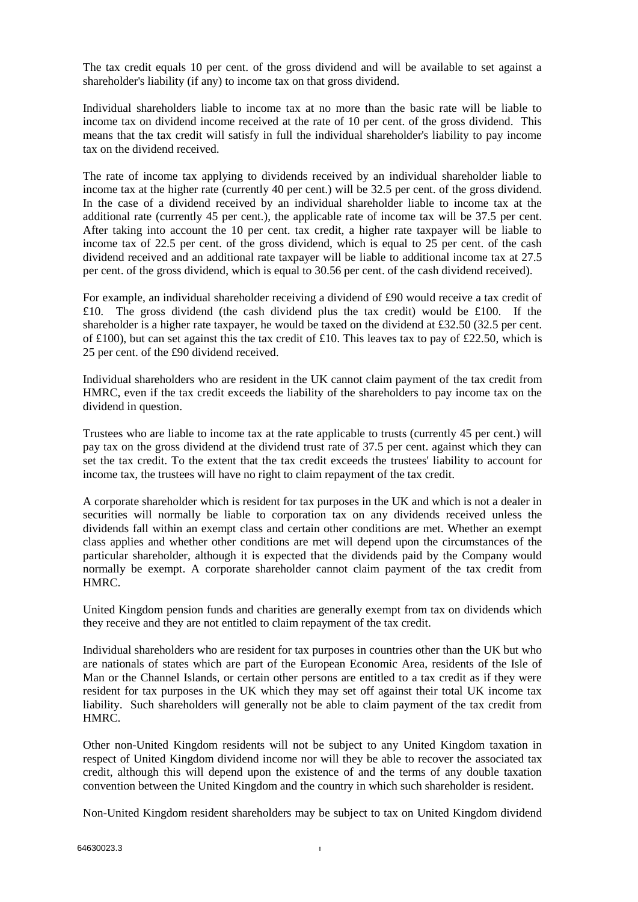The tax credit equals 10 per cent. of the gross dividend and will be available to set against a shareholder's liability (if any) to income tax on that gross dividend.

Individual shareholders liable to income tax at no more than the basic rate will be liable to income tax on dividend income received at the rate of 10 per cent. of the gross dividend. This means that the tax credit will satisfy in full the individual shareholder's liability to pay income tax on the dividend received.

The rate of income tax applying to dividends received by an individual shareholder liable to income tax at the higher rate (currently 40 per cent.) will be 32.5 per cent. of the gross dividend. In the case of a dividend received by an individual shareholder liable to income tax at the additional rate (currently 45 per cent.), the applicable rate of income tax will be 37.5 per cent. After taking into account the 10 per cent. tax credit, a higher rate taxpayer will be liable to income tax of 22.5 per cent. of the gross dividend, which is equal to 25 per cent. of the cash dividend received and an additional rate taxpayer will be liable to additional income tax at 27.5 per cent. of the gross dividend, which is equal to 30.56 per cent. of the cash dividend received).

For example, an individual shareholder receiving a dividend of £90 would receive a tax credit of £10. The gross dividend (the cash dividend plus the tax credit) would be £100. If the shareholder is a higher rate taxpayer, he would be taxed on the dividend at £32.50 (32.5 per cent. of £100), but can set against this the tax credit of £10. This leaves tax to pay of £22.50, which is 25 per cent. of the £90 dividend received.

Individual shareholders who are resident in the UK cannot claim payment of the tax credit from HMRC, even if the tax credit exceeds the liability of the shareholders to pay income tax on the dividend in question.

Trustees who are liable to income tax at the rate applicable to trusts (currently 45 per cent.) will pay tax on the gross dividend at the dividend trust rate of 37.5 per cent. against which they can set the tax credit. To the extent that the tax credit exceeds the trustees' liability to account for income tax, the trustees will have no right to claim repayment of the tax credit.

A corporate shareholder which is resident for tax purposes in the UK and which is not a dealer in securities will normally be liable to corporation tax on any dividends received unless the dividends fall within an exempt class and certain other conditions are met. Whether an exempt class applies and whether other conditions are met will depend upon the circumstances of the particular shareholder, although it is expected that the dividends paid by the Company would normally be exempt. A corporate shareholder cannot claim payment of the tax credit from HMRC.

United Kingdom pension funds and charities are generally exempt from tax on dividends which they receive and they are not entitled to claim repayment of the tax credit.

Individual shareholders who are resident for tax purposes in countries other than the UK but who are nationals of states which are part of the European Economic Area, residents of the Isle of Man or the Channel Islands, or certain other persons are entitled to a tax credit as if they were resident for tax purposes in the UK which they may set off against their total UK income tax liability. Such shareholders will generally not be able to claim payment of the tax credit from HMRC.

Other non-United Kingdom residents will not be subject to any United Kingdom taxation in respect of United Kingdom dividend income nor will they be able to recover the associated tax credit, although this will depend upon the existence of and the terms of any double taxation convention between the United Kingdom and the country in which such shareholder is resident.

Non-United Kingdom resident shareholders may be subject to tax on United Kingdom dividend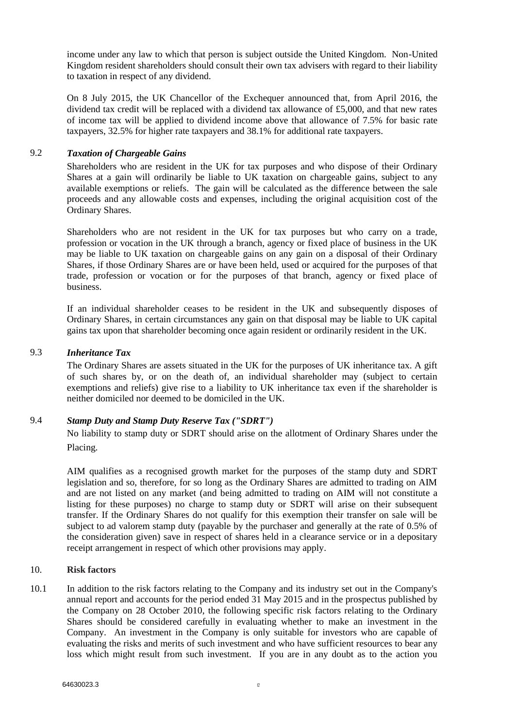income under any law to which that person is subject outside the United Kingdom. Non-United Kingdom resident shareholders should consult their own tax advisers with regard to their liability to taxation in respect of any dividend.

On 8 July 2015, the UK Chancellor of the Exchequer announced that, from April 2016, the dividend tax credit will be replaced with a dividend tax allowance of £5,000, and that new rates of income tax will be applied to dividend income above that allowance of 7.5% for basic rate taxpayers, 32.5% for higher rate taxpayers and 38.1% for additional rate taxpayers.

### 9.2 *Taxation of Chargeable Gains*

Shareholders who are resident in the UK for tax purposes and who dispose of their Ordinary Shares at a gain will ordinarily be liable to UK taxation on chargeable gains, subject to any available exemptions or reliefs. The gain will be calculated as the difference between the sale proceeds and any allowable costs and expenses, including the original acquisition cost of the Ordinary Shares.

Shareholders who are not resident in the UK for tax purposes but who carry on a trade, profession or vocation in the UK through a branch, agency or fixed place of business in the UK may be liable to UK taxation on chargeable gains on any gain on a disposal of their Ordinary Shares, if those Ordinary Shares are or have been held, used or acquired for the purposes of that trade, profession or vocation or for the purposes of that branch, agency or fixed place of business.

If an individual shareholder ceases to be resident in the UK and subsequently disposes of Ordinary Shares, in certain circumstances any gain on that disposal may be liable to UK capital gains tax upon that shareholder becoming once again resident or ordinarily resident in the UK.

### 9.3 *Inheritance Tax*

The Ordinary Shares are assets situated in the UK for the purposes of UK inheritance tax. A gift of such shares by, or on the death of, an individual shareholder may (subject to certain exemptions and reliefs) give rise to a liability to UK inheritance tax even if the shareholder is neither domiciled nor deemed to be domiciled in the UK.

### 9.4 *Stamp Duty and Stamp Duty Reserve Tax ("SDRT")*

No liability to stamp duty or SDRT should arise on the allotment of Ordinary Shares under the Placing.

AIM qualifies as a recognised growth market for the purposes of the stamp duty and SDRT legislation and so, therefore, for so long as the Ordinary Shares are admitted to trading on AIM and are not listed on any market (and being admitted to trading on AIM will not constitute a listing for these purposes) no charge to stamp duty or SDRT will arise on their subsequent transfer. If the Ordinary Shares do not qualify for this exemption their transfer on sale will be subject to ad valorem stamp duty (payable by the purchaser and generally at the rate of 0.5% of the consideration given) save in respect of shares held in a clearance service or in a depositary receipt arrangement in respect of which other provisions may apply.

## 10. Risk factors

10.1 In addition to the risk factors relating to the Company and its industry set out in the Company's annual report and accounts for the period ended 31 May 2015 and in the prospectus published by the Company on 28 October 2010, the following specific risk factors relating to the Ordinary Shares should be considered carefully in evaluating whether to make an investment in the Company. An investment in the Company is only suitable for investors who are capable of evaluating the risks and merits of such investment and who have sufficient resources to bear any loss which might result from such investment. If you are in any doubt as to the action you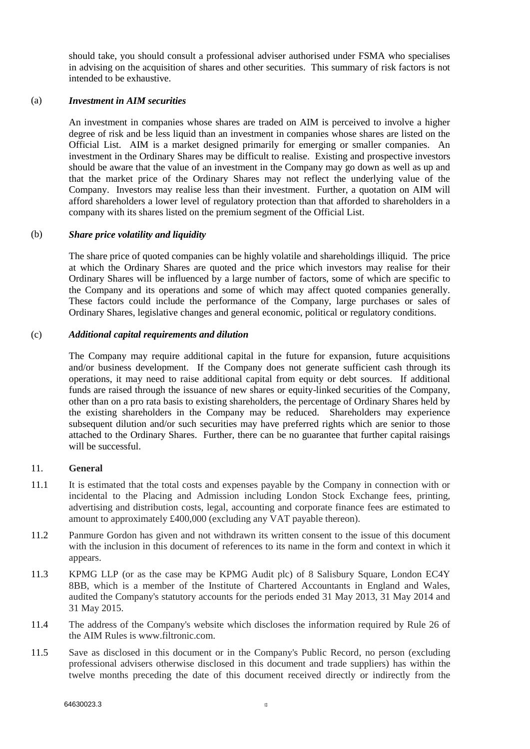should take, you should consult a professional adviser authorised under FSMA who specialises in advising on the acquisition of shares and other securities. This summary of risk factors is not intended to be exhaustive.

(a) ***Investment in AIM securities***

An investment in companies whose shares are traded on AIM is perceived to involve a higher degree of risk and be less liquid than an investment in companies whose shares are listed on the Official List. AIM is a market designed primarily for emerging or smaller companies. An investment in the Ordinary Shares may be difficult to realise. Existing and prospective investors should be aware that the value of an investment in the Company may go down as well as up and that the market price of the Ordinary Shares may not reflect the underlying value of the Company. Investors may realise less than their investment. Further, a quotation on AIM will afford shareholders a lower level of regulatory protection than that afforded to shareholders in a company with its shares listed on the premium segment of the Official List.

(b) ***Share price volatility and liquidity***

The share price of quoted companies can be highly volatile and shareholdings illiquid. The price at which the Ordinary Shares are quoted and the price which investors may realise for their Ordinary Shares will be influenced by a large number of factors, some of which are specific to the Company and its operations and some of which may affect quoted companies generally. These factors could include the performance of the Company, large purchases or sales of Ordinary Shares, legislative changes and general economic, political or regulatory conditions.

(c) ***Additional capital requirements and dilution***

The Company may require additional capital in the future for expansion, future acquisitions and/or business development. If the Company does not generate sufficient cash through its operations, it may need to raise additional capital from equity or debt sources. If additional funds are raised through the issuance of new shares or equity-linked securities of the Company, other than on a pro rata basis to existing shareholders, the percentage of Ordinary Shares held by the existing shareholders in the Company may be reduced. Shareholders may experience subsequent dilution and/or such securities may have preferred rights which are senior to those attached to the Ordinary Shares. Further, there can be no guarantee that further capital raisings will be successful.

## 11. General

11.1 It is estimated that the total costs and expenses payable by the Company in connection with or incidental to the Placing and Admission including London Stock Exchange fees, printing, advertising and distribution costs, legal, accounting and corporate finance fees are estimated to amount to approximately £400,000 (excluding any VAT payable thereon).

11.2 Panmure Gordon has given and not withdrawn its written consent to the issue of this document with the inclusion in this document of references to its name in the form and context in which it appears.

11.3 KPMG LLP (or as the case may be KPMG Audit plc) of 8 Salisbury Square, London EC4Y 8BB, which is a member of the Institute of Chartered Accountants in England and Wales, audited the Company's statutory accounts for the periods ended 31 May 2013, 31 May 2014 and 31 May 2015.

11.4 The address of the Company's website which discloses the information required by Rule 26 of the AIM Rules is www.filtronic.com.

11.5 Save as disclosed in this document or in the Company's Public Record, no person (excluding professional advisers otherwise disclosed in this document and trade suppliers) has within the twelve months preceding the date of this document received directly or indirectly from the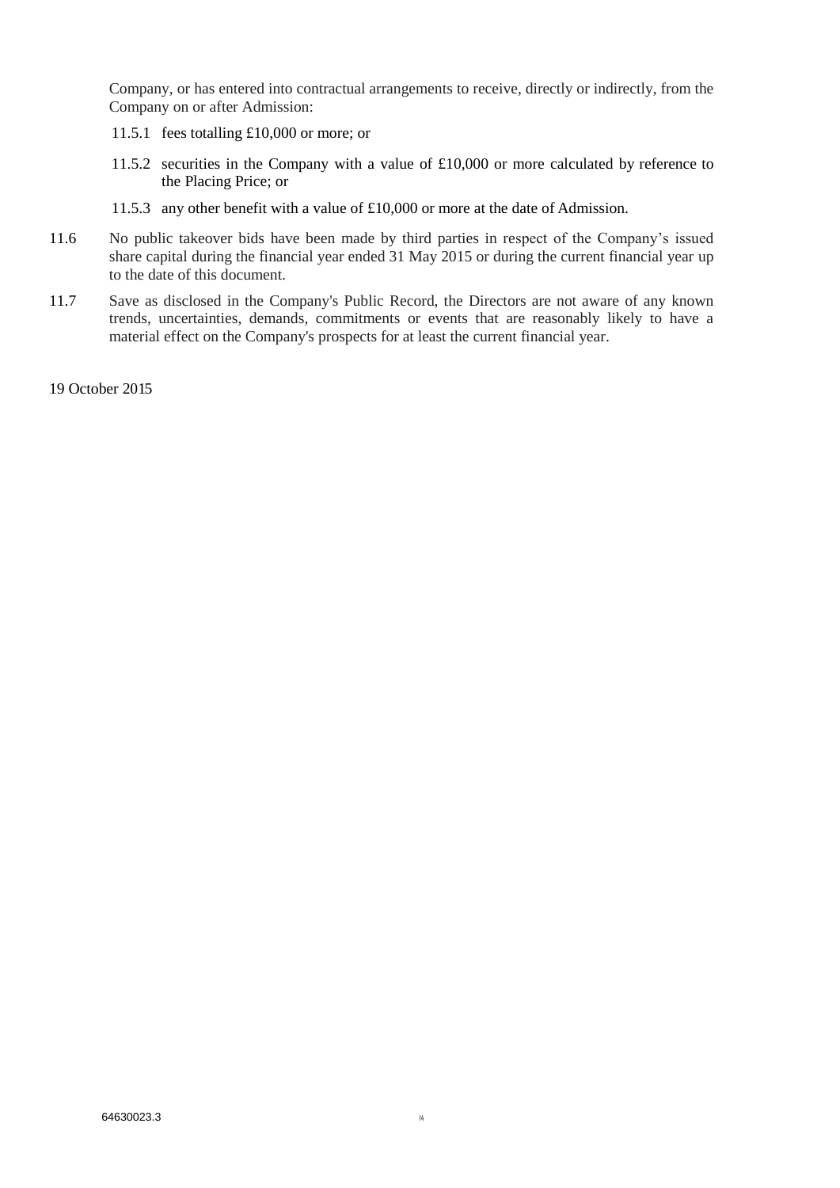Company, or has entered into contractual arrangements to receive, directly or indirectly, from the Company on or after Admission:

11.5.1 fees totalling £10,000 or more; or

11.5.2 securities in the Company with a value of £10,000 or more calculated by reference to the Placing Price; or

11.5.3 any other benefit with a value of £10,000 or more at the date of Admission.

11.6 No public takeover bids have been made by third parties in respect of the Company's issued share capital during the financial year ended 31 May 2015 or during the current financial year up to the date of this document.

11.7 Save as disclosed in the Company's Public Record, the Directors are not aware of any known trends, uncertainties, demands, commitments or events that are reasonably likely to have a material effect on the Company's prospects for at least the current financial year.

19 October 2015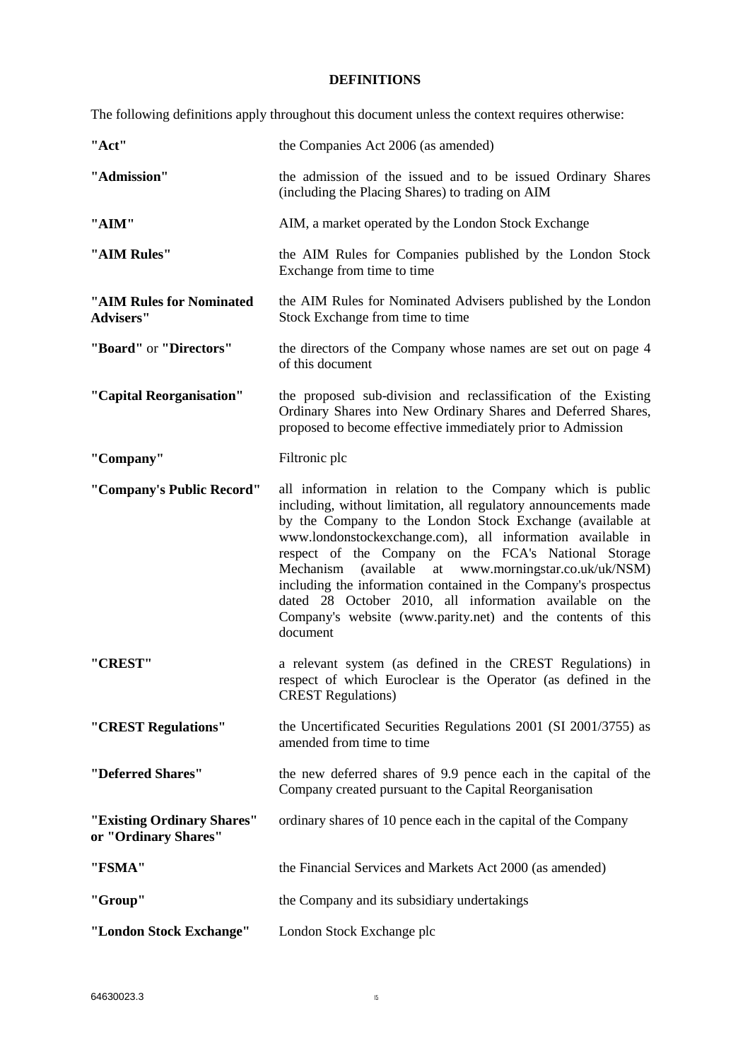## DEFINITIONS

The following definitions apply throughout this document unless the context requires otherwise:

| | |
|---|---|
| **"Act"** | the Companies Act 2006 (as amended) |
| **"Admission"** | the admission of the issued and to be issued Ordinary Shares (including the Placing Shares) to trading on AIM |
| **"AIM"** | AIM, a market operated by the London Stock Exchange |
| **"AIM Rules"** | the AIM Rules for Companies published by the London Stock Exchange from time to time |
| **"AIM Rules for Nominated Advisers"** | the AIM Rules for Nominated Advisers published by the London Stock Exchange from time to time |
| **"Board"** or **"Directors"** | the directors of the Company whose names are set out on page 4 of this document |
| **"Capital Reorganisation"** | the proposed sub-division and reclassification of the Existing Ordinary Shares into New Ordinary Shares and Deferred Shares, proposed to become effective immediately prior to Admission |
| **"Company"** | Filtronic plc |
| **"Company's Public Record"** | all information in relation to the Company which is public including, without limitation, all regulatory announcements made by the Company to the London Stock Exchange (available at www.londonstockexchange.com), all information available in respect of the Company on the FCA's National Storage Mechanism (available at www.morningstar.co.uk/uk/NSM) including the information contained in the Company's prospectus dated 28 October 2010, all information available on the Company's website (www.parity.net) and the contents of this document |
| **"CREST"** | a relevant system (as defined in the CREST Regulations) in respect of which Euroclear is the Operator (as defined in the CREST Regulations) |
| **"CREST Regulations"** | the Uncertificated Securities Regulations 2001 (SI 2001/3755) as amended from time to time |
| **"Deferred Shares"** | the new deferred shares of 9.9 pence each in the capital of the Company created pursuant to the Capital Reorganisation |
| **"Existing Ordinary Shares"** or **"Ordinary Shares"** | ordinary shares of 10 pence each in the capital of the Company |
| **"FSMA"** | the Financial Services and Markets Act 2000 (as amended) |
| **"Group"** | the Company and its subsidiary undertakings |
| **"London Stock Exchange"** | London Stock Exchange plc |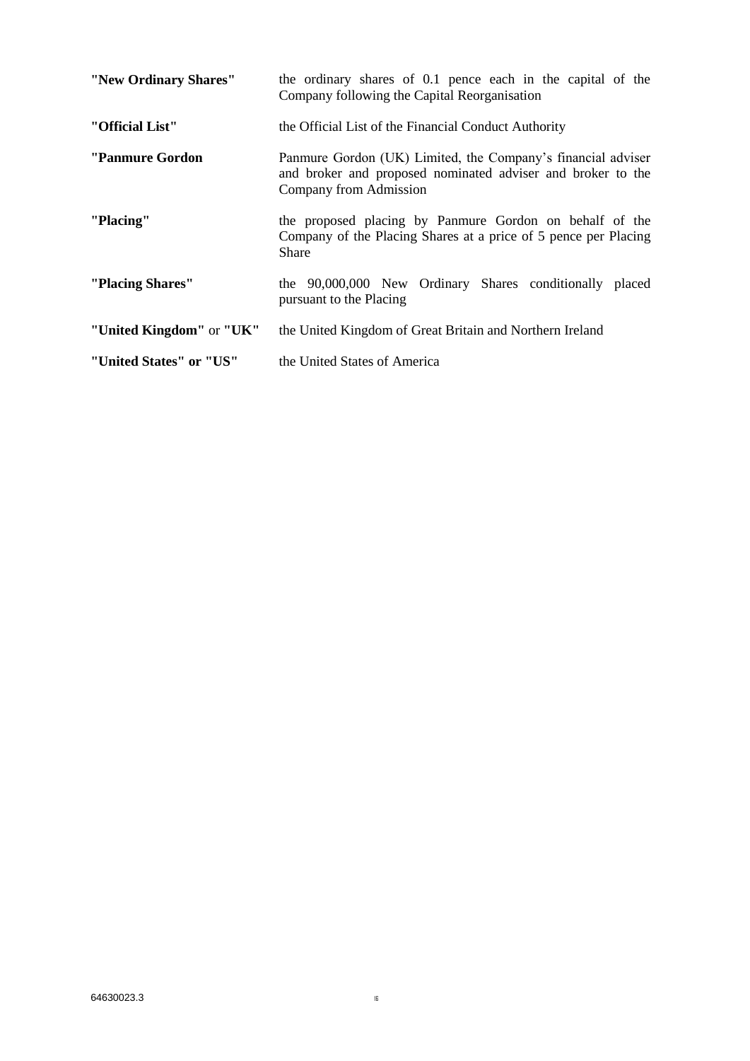| | |
|---|---|
| **"New Ordinary Shares"** | the ordinary shares of 0.1 pence each in the capital of the Company following the Capital Reorganisation |
| **"Official List"** | the Official List of the Financial Conduct Authority |
| **"Panmure Gordon** | Panmure Gordon (UK) Limited, the Company's financial adviser and broker and proposed nominated adviser and broker to the Company from Admission |
| **"Placing"** | the proposed placing by Panmure Gordon on behalf of the Company of the Placing Shares at a price of 5 pence per Placing Share |
| **"Placing Shares"** | the 90,000,000 New Ordinary Shares conditionally placed pursuant to the Placing |
| **"United Kingdom"** or **"UK"** | the United Kingdom of Great Britain and Northern Ireland |
| **"United States" or "US"** | the United States of America |

64630023.3